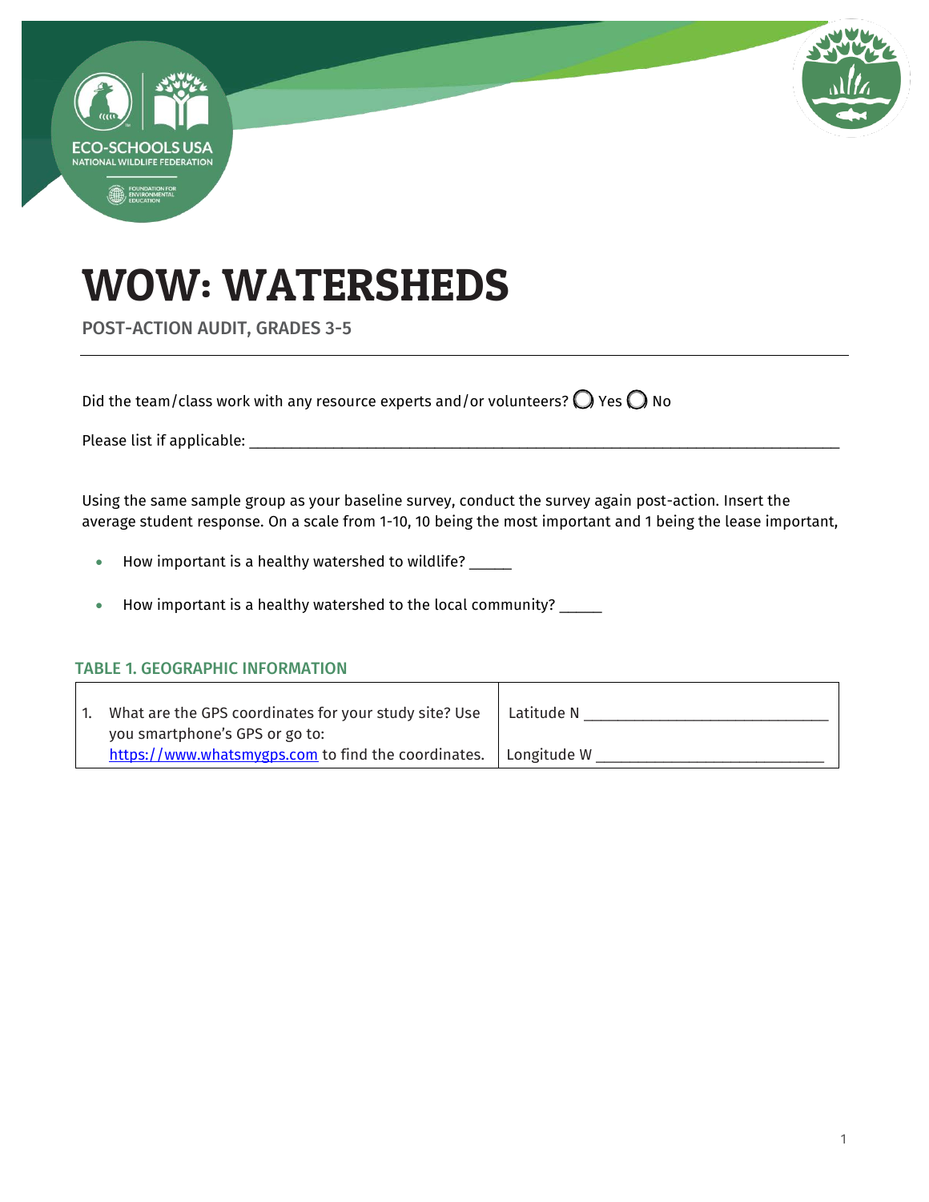# WOW: WATERSHEDS

POST-ACTION AUDIT, GRADES 3-5

Did the team/class work with any resource experts and/or volunteers? ◯ Yes ◯ No

Please list if applicable: ___________________________________________________________________________

Using the same sample group as your baseline survey, conduct the survey again post-action. Insert the average student response. On a scale from 1-10, 10 being the most important and 1 being the lease important,

- How important is a healthy watershed to wildlife? _____
- How important is a healthy watershed to the local community? _____

### TABLE 1. GEOGRAPHIC INFORMATION

| | |
|---|---|
| 1. What are the GPS coordinates for your study site? Use you smartphone's GPS or go to: [https://www.whatsmygps.com](https://www.whatsmygps.com) to find the coordinates. | Latitude N ______________________________<br>Longitude W ____________________________ |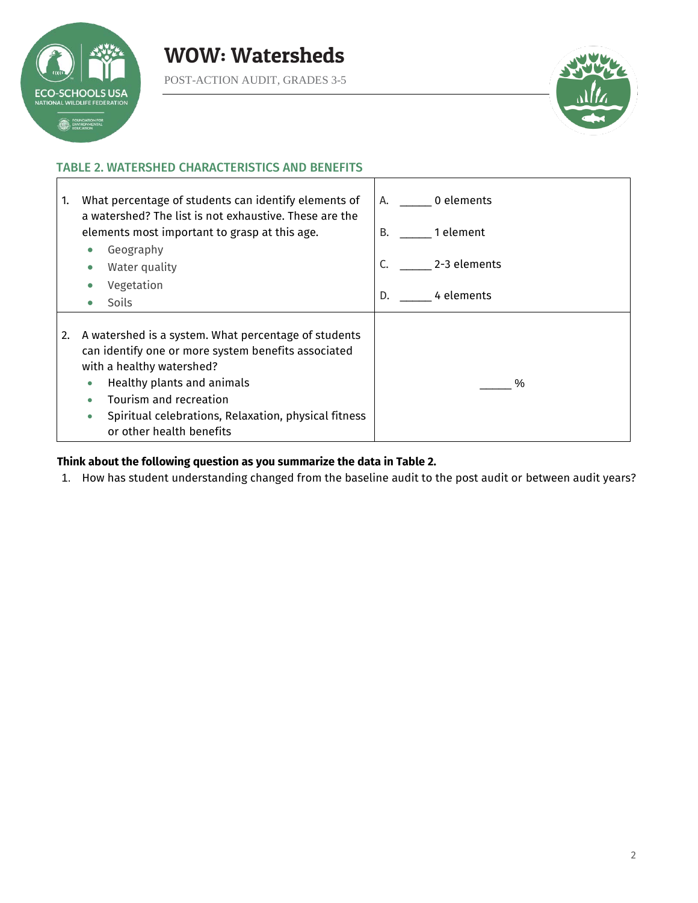### TABLE 2. WATERSHED CHARACTERISTICS AND BENEFITS

| | |
|---|---|
| 1. What percentage of students can identify elements of a watershed? The list is not exhaustive. These are the elements most important to grasp at this age.<br>• Geography<br>• Water quality<br>• Vegetation<br>• Soils | A. _____ 0 elements<br>B. _____ 1 element<br>C. _____ 2-3 elements<br>D. _____ 4 elements |
| 2. A watershed is a system. What percentage of students can identify one or more system benefits associated with a healthy watershed?<br>• Healthy plants and animals<br>• Tourism and recreation<br>• Spiritual celebrations, Relaxation, physical fitness or other health benefits | _____ % |

**Think about the following question as you summarize the data in Table 2.**

1. How has student understanding changed from the baseline audit to the post audit or between audit years?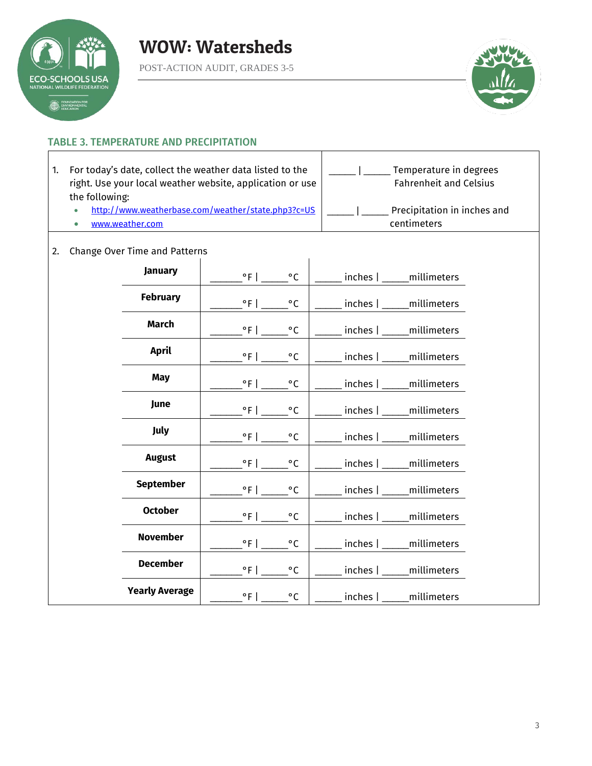# WOW: Watersheds

POST-ACTION AUDIT, GRADES 3-5

## TABLE 3. TEMPERATURE AND PRECIPITATION

| | |
|---|---|
| 1. For today's date, collect the weather data listed to the right. Use your local weather website, application or use the following:<br>• http://www.weatherbase.com/weather/state.php3?c=US<br>• www.weather.com | _____ \| _____ Temperature in degrees Fahrenheit and Celsius<br><br>_____ \| _____ Precipitation in inches and centimeters |

2. Change Over Time and Patterns

| | | |
|---|---|---|
| **January** | ______°F \| _____°C | _____ inches \| _____millimeters |
| **February** | ______°F \| _____°C | _____ inches \| _____millimeters |
| **March** | ______°F \| _____°C | _____ inches \| _____millimeters |
| **April** | ______°F \| _____°C | _____ inches \| _____millimeters |
| **May** | ______°F \| _____°C | _____ inches \| _____millimeters |
| **June** | ______°F \| _____°C | _____ inches \| _____millimeters |
| **July** | ______°F \| _____°C | _____ inches \| _____millimeters |
| **August** | ______°F \| _____°C | _____ inches \| _____millimeters |
| **September** | ______°F \| _____°C | _____ inches \| _____millimeters |
| **October** | ______°F \| _____°C | _____ inches \| _____millimeters |
| **November** | ______°F \| _____°C | _____ inches \| _____millimeters |
| **December** | ______°F \| _____°C | _____ inches \| _____millimeters |
| **Yearly Average** | ______°F \| _____°C | _____ inches \| _____millimeters |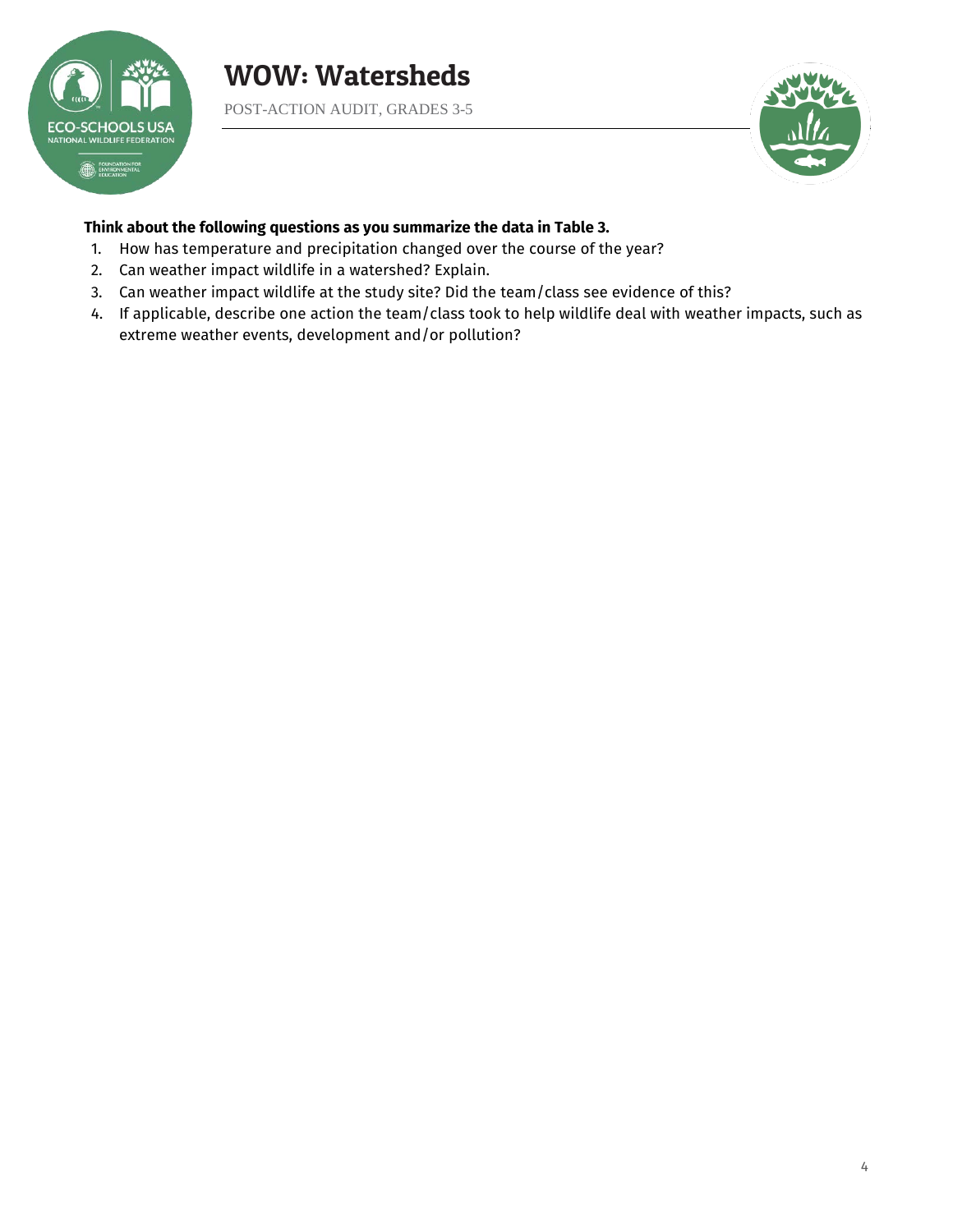**Think about the following questions as you summarize the data in Table 3.**

1. How has temperature and precipitation changed over the course of the year?
2. Can weather impact wildlife in a watershed? Explain.
3. Can weather impact wildlife at the study site? Did the team/class see evidence of this?
4. If applicable, describe one action the team/class took to help wildlife deal with weather impacts, such as extreme weather events, development and/or pollution?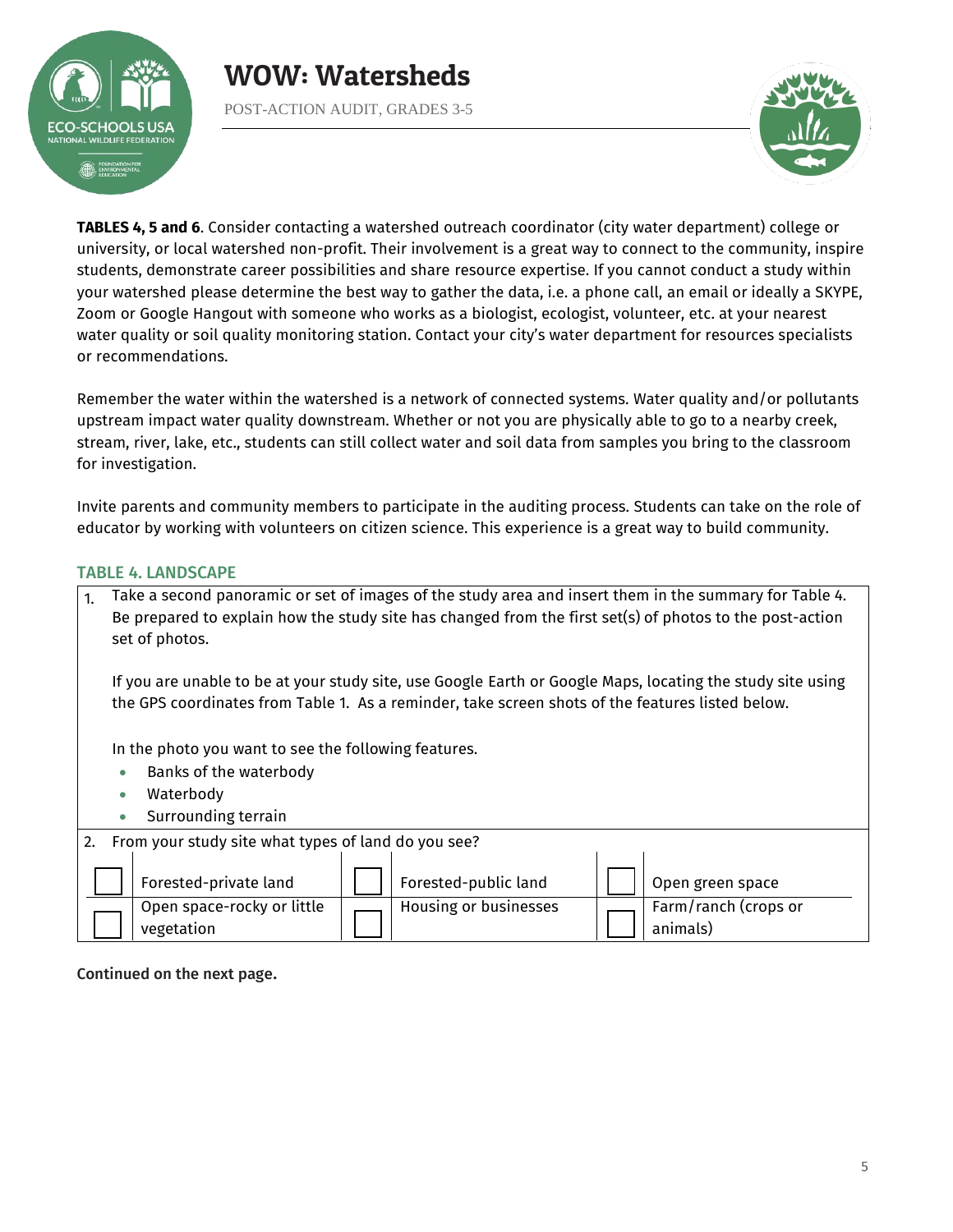**TABLES 4, 5 and 6**. Consider contacting a watershed outreach coordinator (city water department) college or university, or local watershed non-profit. Their involvement is a great way to connect to the community, inspire students, demonstrate career possibilities and share resource expertise. If you cannot conduct a study within your watershed please determine the best way to gather the data, i.e. a phone call, an email or ideally a SKYPE, Zoom or Google Hangout with someone who works as a biologist, ecologist, volunteer, etc. at your nearest water quality or soil quality monitoring station. Contact your city's water department for resources specialists or recommendations.

Remember the water within the watershed is a network of connected systems. Water quality and/or pollutants upstream impact water quality downstream. Whether or not you are physically able to go to a nearby creek, stream, river, lake, etc., students can still collect water and soil data from samples you bring to the classroom for investigation.

Invite parents and community members to participate in the auditing process. Students can take on the role of educator by working with volunteers on citizen science. This experience is a great way to build community.

## TABLE 4. LANDSCAPE

1. Take a second panoramic or set of images of the study area and insert them in the summary for Table 4. Be prepared to explain how the study site has changed from the first set(s) of photos to the post-action set of photos.

   If you are unable to be at your study site, use Google Earth or Google Maps, locating the study site using the GPS coordinates from Table 1. As a reminder, take screen shots of the features listed below.

   In the photo you want to see the following features.
   - Banks of the waterbody
   - Waterbody
   - Surrounding terrain

2. From your study site what types of land do you see?

| | | | | | |
|---|---|---|---|---|---|
| ☐ | Forested-private land | ☐ | Forested-public land | ☐ | Open green space |
| ☐ | Open space-rocky or little vegetation | ☐ | Housing or businesses | ☐ | Farm/ranch (crops or animals) |

**Continued on the next page.**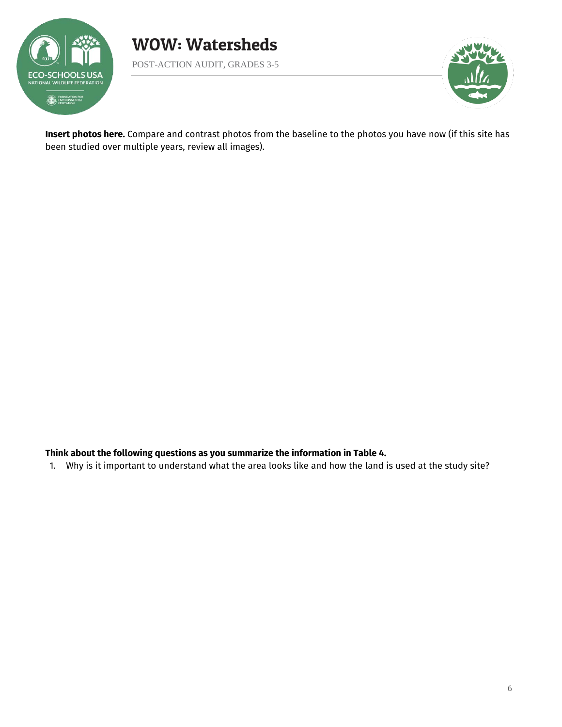**Insert photos here.** Compare and contrast photos from the baseline to the photos you have now (if this site has been studied over multiple years, review all images).

**Think about the following questions as you summarize the information in Table 4.**

1. Why is it important to understand what the area looks like and how the land is used at the study site?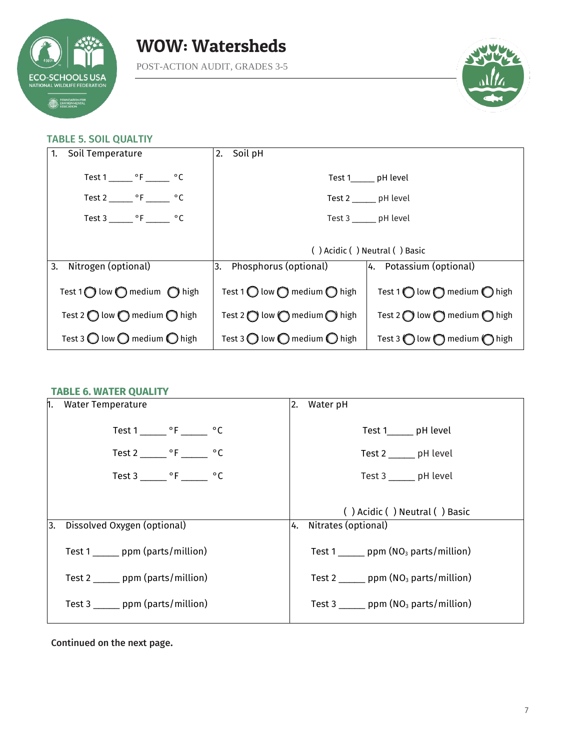# WOW: Watersheds

POST-ACTION AUDIT, GRADES 3-5

### TABLE 5. SOIL QUALTIY

| 1. Soil Temperature | 2. Soil pH | |
|---|---|---|
| Test 1 _____ °F _____ °C<br>Test 2 _____ °F _____ °C<br>Test 3 _____ °F _____ °C | Test 1_____ pH level<br>Test 2 _____ pH level<br>Test 3 _____ pH level<br>( ) Acidic ( ) Neutral ( ) Basic | |
| **3. Nitrogen (optional)** | **3. Phosphorus (optional)** | **4. Potassium (optional)** |
| Test 1 ◯ low ◯ medium ◯ high<br>Test 2 ◯ low ◯ medium ◯ high<br>Test 3 ◯ low ◯ medium ◯ high | Test 1 ◯ low ◯ medium ◯ high<br>Test 2 ◯ low ◯ medium ◯ high<br>Test 3 ◯ low ◯ medium ◯ high | Test 1 ◯ low ◯ medium ◯ high<br>Test 2 ◯ low ◯ medium ◯ high<br>Test 3 ◯ low ◯ medium ◯ high |

### TABLE 6. WATER QUALITY

| 1. Water Temperature | 2. Water pH |
|---|---|
| Test 1 _____ °F _____ °C<br>Test 2 _____ °F _____ °C<br>Test 3 _____ °F _____ °C | Test 1_____ pH level<br>Test 2 _____ pH level<br>Test 3 _____ pH level<br>( ) Acidic ( ) Neutral ( ) Basic |
| **3. Dissolved Oxygen (optional)** | **4. Nitrates (optional)** |
| Test 1 _____ ppm (parts/million)<br>Test 2 _____ ppm (parts/million)<br>Test 3 _____ ppm (parts/million) | Test 1 _____ ppm ($NO_3$ parts/million)<br>Test 2 _____ ppm ($NO_3$ parts/million)<br>Test 3 _____ ppm ($NO_3$ parts/million) |

**Continued on the next page.**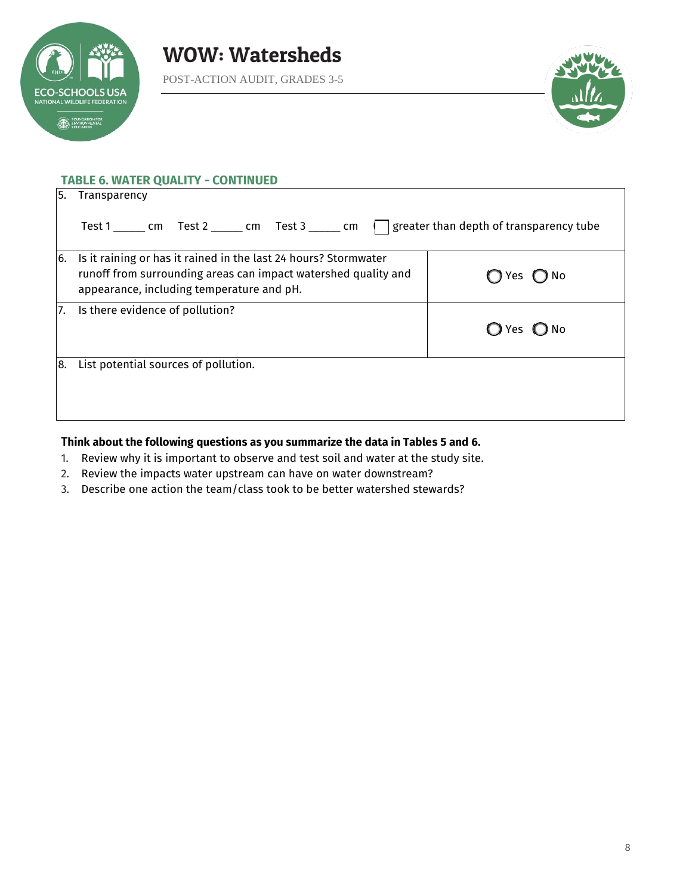### TABLE 6. WATER QUALITY - CONTINUED

| | |
|---|---|
| 5. Transparency<br><br>Test 1 _____ cm Test 2 _____ cm Test 3 _____ cm ☐ greater than depth of transparency tube | |
| 6. Is it raining or has it rained in the last 24 hours? Stormwater runoff from surrounding areas can impact watershed quality and appearance, including temperature and pH. | ◯ Yes ◯ No |
| 7. Is there evidence of pollution? | ◯ Yes ◯ No |
| 8. List potential sources of pollution. | |

**Think about the following questions as you summarize the data in Tables 5 and 6.**

1. Review why it is important to observe and test soil and water at the study site.
2. Review the impacts water upstream can have on water downstream?
3. Describe one action the team/class took to be better watershed stewards?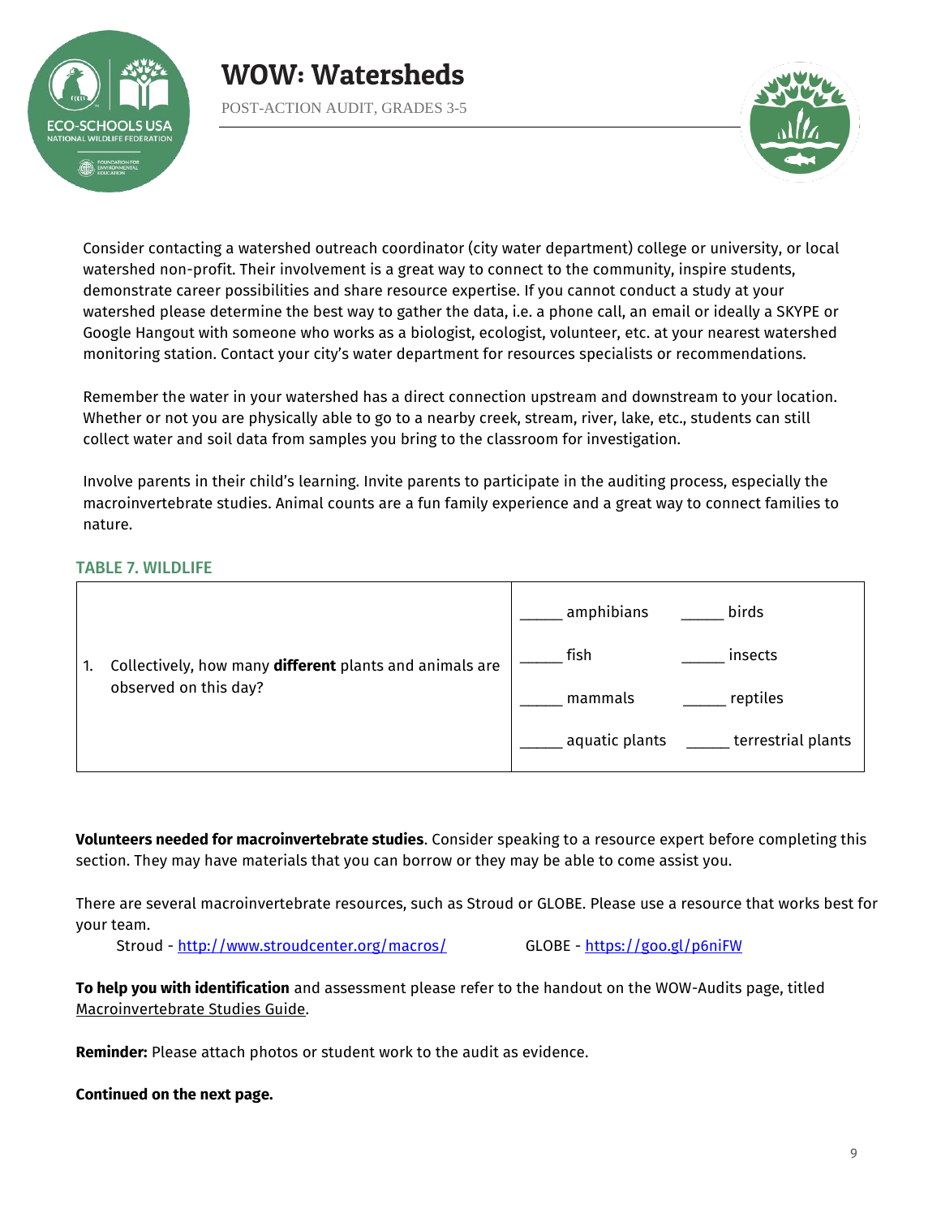Consider contacting a watershed outreach coordinator (city water department) college or university, or local watershed non-profit. Their involvement is a great way to connect to the community, inspire students, demonstrate career possibilities and share resource expertise. If you cannot conduct a study at your watershed please determine the best way to gather the data, i.e. a phone call, an email or ideally a SKYPE or Google Hangout with someone who works as a biologist, ecologist, volunteer, etc. at your nearest watershed monitoring station. Contact your city's water department for resources specialists or recommendations.

Remember the water in your watershed has a direct connection upstream and downstream to your location. Whether or not you are physically able to go to a nearby creek, stream, river, lake, etc., students can still collect water and soil data from samples you bring to the classroom for investigation.

Involve parents in their child's learning. Invite parents to participate in the auditing process, especially the macroinvertebrate studies. Animal counts are a fun family experience and a great way to connect families to nature.

### TABLE 7. WILDLIFE

| | |
|---|---|
| 1. Collectively, how many **different** plants and animals are observed on this day? | _____ amphibians _____ birds<br>_____ fish _____ insects<br>_____ mammals _____ reptiles<br>_____ aquatic plants _____ terrestrial plants |

**Volunteers needed for macroinvertebrate studies**. Consider speaking to a resource expert before completing this section. They may have materials that you can borrow or they may be able to come assist you.

There are several macroinvertebrate resources, such as Stroud or GLOBE. Please use a resource that works best for your team.

Stroud - http://www.stroudcenter.org/macros/ GLOBE - https://goo.gl/p6niFW

**To help you with identification** and assessment please refer to the handout on the WOW-Audits page, titled Macroinvertebrate Studies Guide.

**Reminder:** Please attach photos or student work to the audit as evidence.

**Continued on the next page.**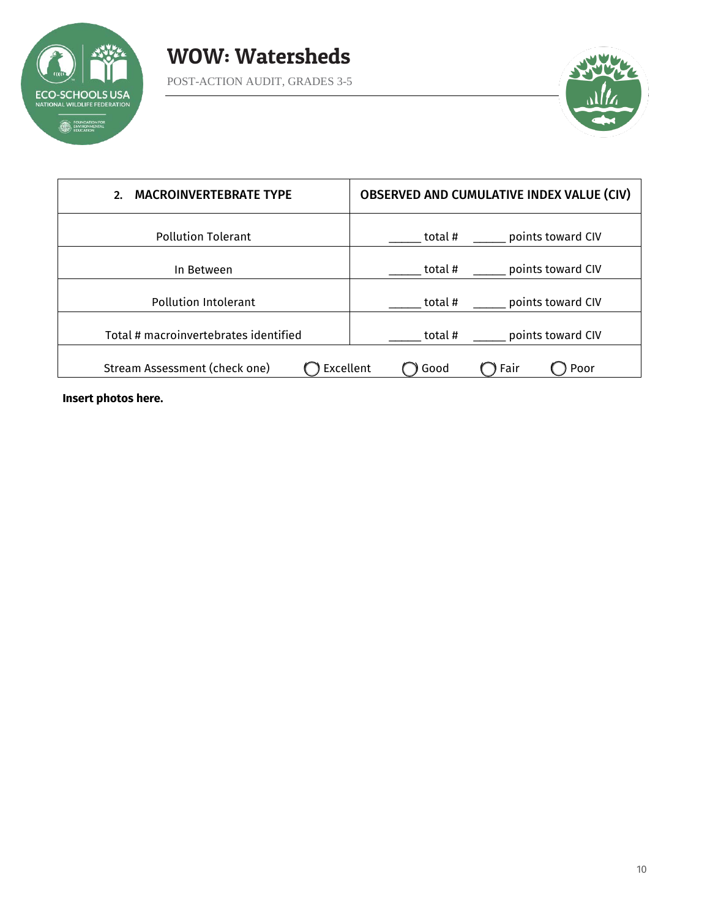# WOW: Watersheds

POST-ACTION AUDIT, GRADES 3-5

| 2. MACROINVERTEBRATE TYPE | OBSERVED AND CUMULATIVE INDEX VALUE (CIV) |
|---|---|
| Pollution Tolerant | _____ total # _____ points toward CIV |
| In Between | _____ total # _____ points toward CIV |
| Pollution Intolerant | _____ total # _____ points toward CIV |
| Total # macroinvertebrates identified | _____ total # _____ points toward CIV |
| Stream Assessment (check one) | ◯ Excellent ◯ Good ◯ Fair ◯ Poor |

**Insert photos here.**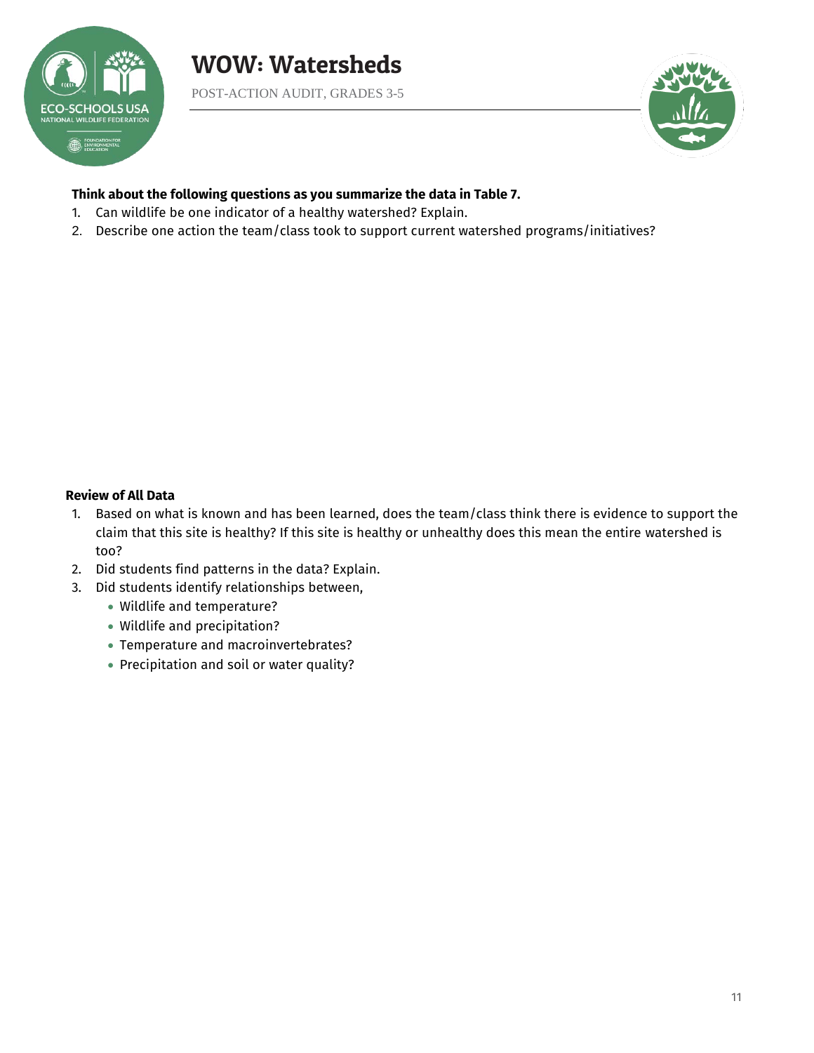**Think about the following questions as you summarize the data in Table 7.**

1. Can wildlife be one indicator of a healthy watershed? Explain.
2. Describe one action the team/class took to support current watershed programs/initiatives?

**Review of All Data**

1. Based on what is known and has been learned, does the team/class think there is evidence to support the claim that this site is healthy? If this site is healthy or unhealthy does this mean the entire watershed is too?
2. Did students find patterns in the data? Explain.
3. Did students identify relationships between,
   - Wildlife and temperature?
   - Wildlife and precipitation?
   - Temperature and macroinvertebrates?
   - Precipitation and soil or water quality?